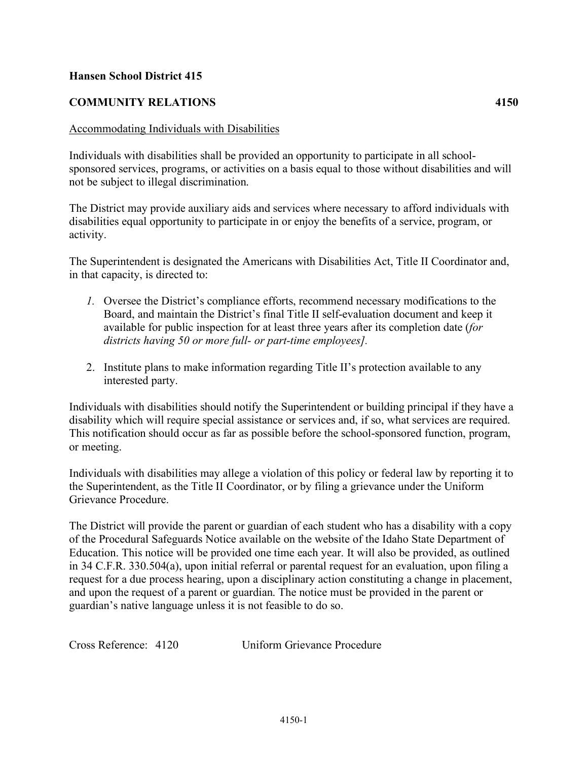**Hansen School District 415**

**COMMUNITY RELATIONS** **4150**

Accommodating Individuals with Disabilities

Individuals with disabilities shall be provided an opportunity to participate in all school-sponsored services, programs, or activities on a basis equal to those without disabilities and will not be subject to illegal discrimination.

The District may provide auxiliary aids and services where necessary to afford individuals with disabilities equal opportunity to participate in or enjoy the benefits of a service, program, or activity.

The Superintendent is designated the Americans with Disabilities Act, Title II Coordinator and, in that capacity, is directed to:

1. Oversee the District's compliance efforts, recommend necessary modifications to the Board, and maintain the District's final Title II self-evaluation document and keep it available for public inspection for at least three years after its completion date (*for districts having 50 or more full- or part-time employees].*

2. Institute plans to make information regarding Title II's protection available to any interested party.

Individuals with disabilities should notify the Superintendent or building principal if they have a disability which will require special assistance or services and, if so, what services are required. This notification should occur as far as possible before the school-sponsored function, program, or meeting.

Individuals with disabilities may allege a violation of this policy or federal law by reporting it to the Superintendent, as the Title II Coordinator, or by filing a grievance under the Uniform Grievance Procedure.

The District will provide the parent or guardian of each student who has a disability with a copy of the Procedural Safeguards Notice available on the website of the Idaho State Department of Education. This notice will be provided one time each year. It will also be provided, as outlined in 34 C.F.R. 330.504(a), upon initial referral or parental request for an evaluation, upon filing a request for a due process hearing, upon a disciplinary action constituting a change in placement, and upon the request of a parent or guardian. The notice must be provided in the parent or guardian's native language unless it is not feasible to do so.

Cross Reference: 4120 Uniform Grievance Procedure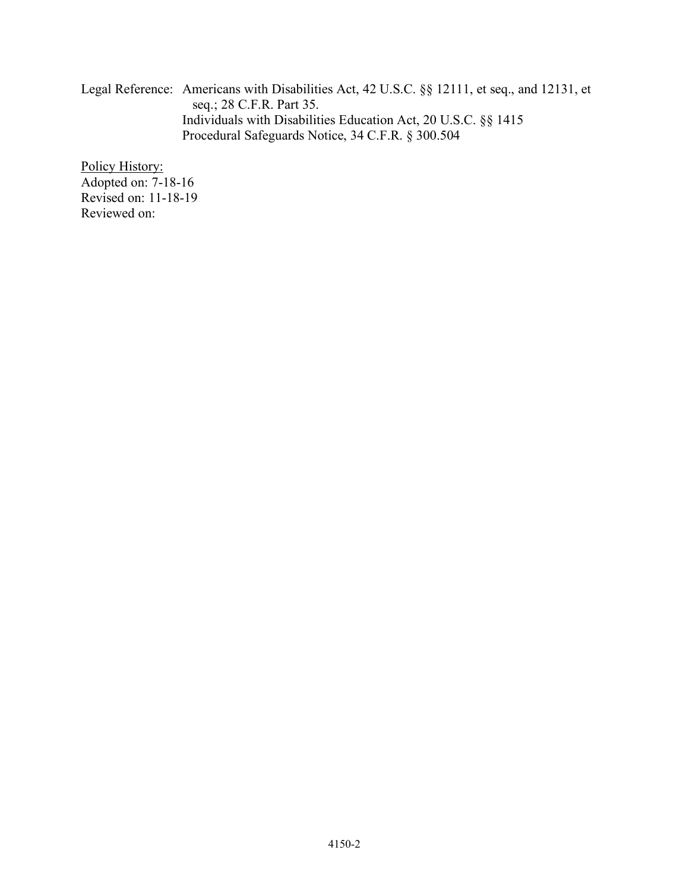Legal Reference: Americans with Disabilities Act, 42 U.S.C. §§ 12111, et seq., and 12131, et seq.; 28 C.F.R. Part 35.
Individuals with Disabilities Education Act, 20 U.S.C. §§ 1415
Procedural Safeguards Notice, 34 C.F.R. § 300.504

<u>Policy History:</u>
Adopted on: 7-18-16
Revised on: 11-18-19
Reviewed on: